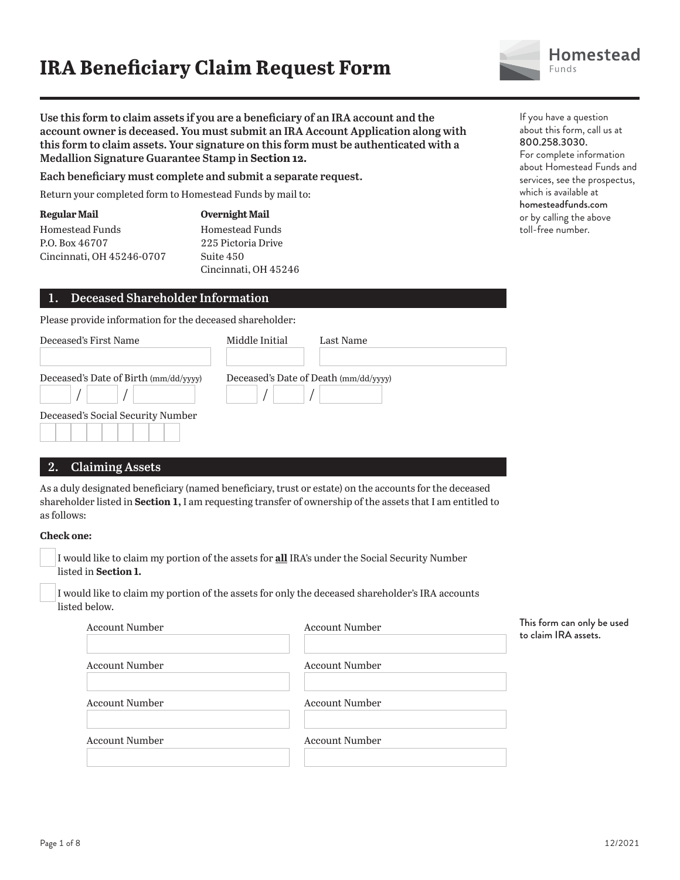# IRA Beneficiary Claim Request Form

Homestead Funds

**Use this form to claim assets if you are a beneficiary of an IRA account and the account owner is deceased. You must submit an IRA Account Application along with this form to claim assets. Your signature on this form must be authenticated with a Medallion Signature Guarantee Stamp in Section 12.**

**Each beneficiary must complete and submit a separate request.**

Return your completed form to Homestead Funds by mail to:

**Regular Mail**
Homestead Funds
P.O. Box 46707
Cincinnati, OH 45246-0707

**Overnight Mail**
Homestead Funds
225 Pictoria Drive
Suite 450
Cincinnati, OH 45246

If you have a question about this form, call us at 800.258.3030.
For complete information about Homestead Funds and services, see the prospectus, which is available at homesteadfunds.com or by calling the above toll-free number.

## 1. Deceased Shareholder Information

Please provide information for the deceased shareholder:

Deceased's First Name ______________ Middle Initial ______ Last Name ______________

Deceased's Date of Birth (mm/dd/yyyy) ____ / ____ / ________

Deceased's Date of Death (mm/dd/yyyy) ____ / ____ / ________

Deceased's Social Security Number ___________

## 2. Claiming Assets

As a duly designated beneficiary (named beneficiary, trust or estate) on the accounts for the deceased shareholder listed in **Section 1,** I am requesting transfer of ownership of the assets that I am entitled to as follows:

**Check one:**

☐ I would like to claim my portion of the assets for **all** IRA's under the Social Security Number listed in **Section 1.**

☐ I would like to claim my portion of the assets for only the deceased shareholder's IRA accounts listed below.

| Account Number | Account Number |
|---|---|
| | |
| | |
| | |
| | |

This form can only be used to claim IRA assets.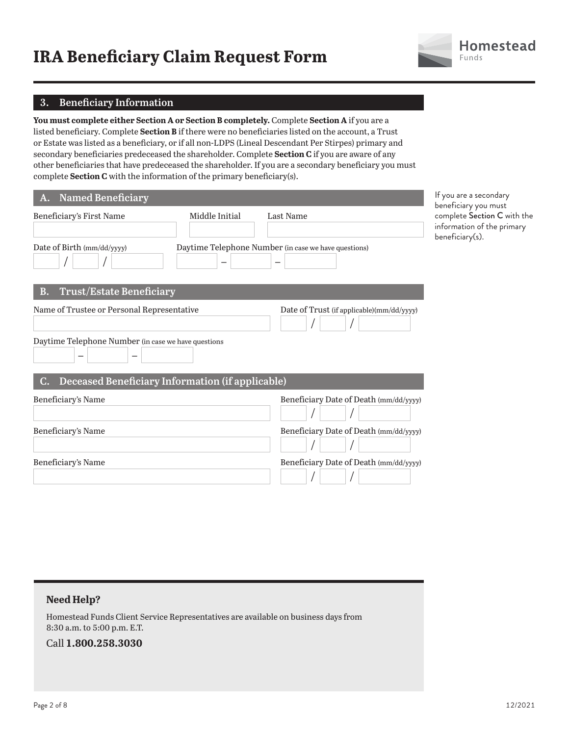# IRA Beneficiary Claim Request Form

## 3. Beneficiary Information

**You must complete either Section A or Section B completely.** Complete **Section A** if you are a listed beneficiary. Complete **Section B** if there were no beneficiaries listed on the account, a Trust or Estate was listed as a beneficiary, or if all non-LDPS (Lineal Descendant Per Stirpes) primary and secondary beneficiaries predeceased the shareholder. Complete **Section C** if you are aware of any other beneficiaries that have predeceased the shareholder. If you are a secondary beneficiary you must complete **Section C** with the information of the primary beneficiary(s).

### A. Named Beneficiary

If you are a secondary beneficiary you must complete **Section C** with the information of the primary beneficiary(s).

Beneficiary's First Name | Middle Initial | Last Name

Date of Birth (mm/dd/yyyy) ____ / ____ / ________

Daytime Telephone Number (in case we have questions) ____ – ____ – ________

### B. Trust/Estate Beneficiary

Name of Trustee or Personal Representative

Date of Trust (if applicable)(mm/dd/yyyy) ____ / ____ / ________

Daytime Telephone Number (in case we have questions ____ – ____ – ________

### C. Deceased Beneficiary Information (if applicable)

| Beneficiary's Name | Beneficiary Date of Death (mm/dd/yyyy) |
|---|---|
| | / / |
| | / / |
| | / / |

**Need Help?**

Homestead Funds Client Service Representatives are available on business days from 8:30 a.m. to 5:00 p.m. E.T.

Call **1.800.258.3030**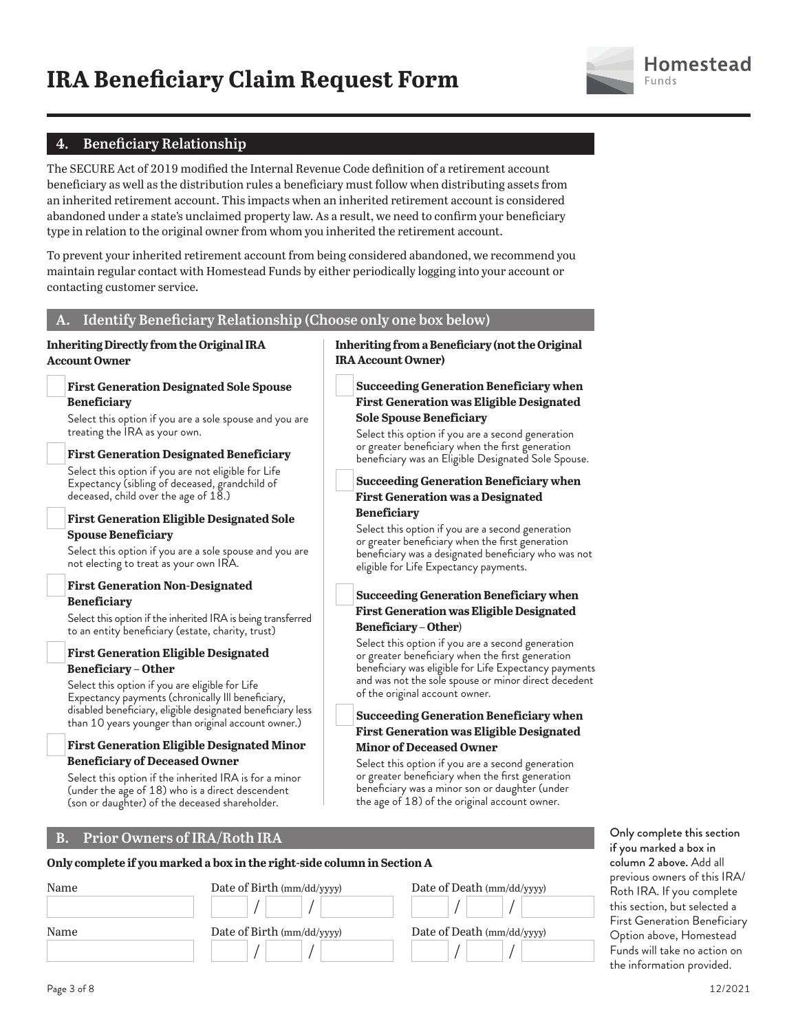# IRA Beneficiary Claim Request Form

## 4. Beneficiary Relationship

The SECURE Act of 2019 modified the Internal Revenue Code definition of a retirement account beneficiary as well as the distribution rules a beneficiary must follow when distributing assets from an inherited retirement account. This impacts when an inherited retirement account is considered abandoned under a state's unclaimed property law. As a result, we need to confirm your beneficiary type in relation to the original owner from whom you inherited the retirement account.

To prevent your inherited retirement account from being considered abandoned, we recommend you maintain regular contact with Homestead Funds by either periodically logging into your account or contacting customer service.

### A. Identify Beneficiary Relationship (Choose only one box below)

**Inheriting Directly from the Original IRA Account Owner**

- ☐ **First Generation Designated Sole Spouse Beneficiary**
  Select this option if you are a sole spouse and you are treating the IRA as your own.
- ☐ **First Generation Designated Beneficiary**
  Select this option if you are not eligible for Life Expectancy (sibling of deceased, grandchild of deceased, child over the age of 18.)
- ☐ **First Generation Eligible Designated Sole Spouse Beneficiary**
  Select this option if you are a sole spouse and you are not electing to treat as your own IRA.
- ☐ **First Generation Non-Designated Beneficiary**
  Select this option if the inherited IRA is being transferred to an entity beneficiary (estate, charity, trust)
- ☐ **First Generation Eligible Designated Beneficiary – Other**
  Select this option if you are eligible for Life Expectancy payments (chronically Ill beneficiary, disabled beneficiary, eligible designated beneficiary less than 10 years younger than original account owner.)
- ☐ **First Generation Eligible Designated Minor Beneficiary of Deceased Owner**
  Select this option if the inherited IRA is for a minor (under the age of 18) who is a direct descendent (son or daughter) of the deceased shareholder.

**Inheriting from a Beneficiary (not the Original IRA Account Owner)**

- ☐ **Succeeding Generation Beneficiary when First Generation was Eligible Designated Sole Spouse Beneficiary**
  Select this option if you are a second generation or greater beneficiary when the first generation beneficiary was an Eligible Designated Sole Spouse.
- ☐ **Succeeding Generation Beneficiary when First Generation was a Designated Beneficiary**
  Select this option if you are a second generation or greater beneficiary when the first generation beneficiary was a designated beneficiary who was not eligible for Life Expectancy payments.
- ☐ **Succeeding Generation Beneficiary when First Generation was Eligible Designated Beneficiary – Other)**
  Select this option if you are a second generation or greater beneficiary when the first generation beneficiary was eligible for Life Expectancy payments and was not the sole spouse or minor direct decedent of the original account owner.
- ☐ **Succeeding Generation Beneficiary when First Generation was Eligible Designated Minor of Deceased Owner**
  Select this option if you are a second generation or greater beneficiary when the first generation beneficiary was a minor son or daughter (under the age of 18) of the original account owner.

### B. Prior Owners of IRA/Roth IRA

**Only complete if you marked a box in the right-side column in Section A**

| Name | Date of Birth (mm/dd/yyyy) | Date of Death (mm/dd/yyyy) |
|---|---|---|
| | / / | / / |
| | / / | / / |

Only complete this section if you marked a box in column 2 above. Add all previous owners of this IRA/Roth IRA. If you complete this section, but selected a First Generation Beneficiary Option above, Homestead Funds will take no action on the information provided.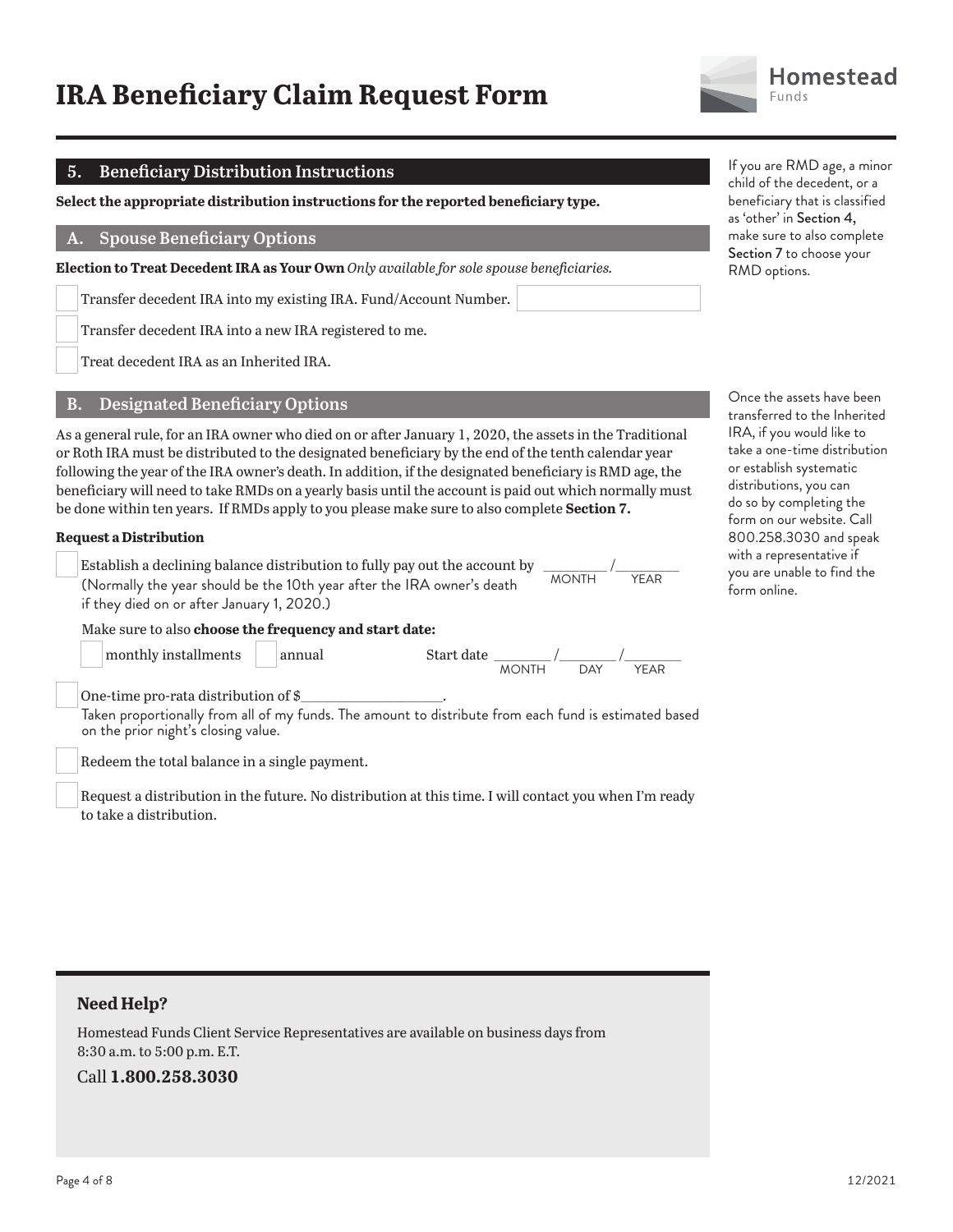# IRA Beneficiary Claim Request Form

## 5. Beneficiary Distribution Instructions

**Select the appropriate distribution instructions for the reported beneficiary type.**

If you are RMD age, a minor child of the decedent, or a beneficiary that is classified as 'other' in Section 4, make sure to also complete Section 7 to choose your RMD options.

### A. Spouse Beneficiary Options

**Election to Treat Decedent IRA as Your Own** *Only available for sole spouse beneficiaries.*

- ☐ Transfer decedent IRA into my existing IRA. Fund/Account Number. ____________________
- ☐ Transfer decedent IRA into a new IRA registered to me.
- ☐ Treat decedent IRA as an Inherited IRA.

### B. Designated Beneficiary Options

As a general rule, for an IRA owner who died on or after January 1, 2020, the assets in the Traditional or Roth IRA must be distributed to the designated beneficiary by the end of the tenth calendar year following the year of the IRA owner's death. In addition, if the designated beneficiary is RMD age, the beneficiary will need to take RMDs on a yearly basis until the account is paid out which normally must be done within ten years. If RMDs apply to you please make sure to also complete **Section 7.**

Once the assets have been transferred to the Inherited IRA, if you would like to take a one-time distribution or establish systematic distributions, you can do so by completing the form on our website. Call 800.258.3030 and speak with a representative if you are unable to find the form online.

**Request a Distribution**

- ☐ Establish a declining balance distribution to fully pay out the account by ________ / ________ (MONTH / YEAR)
  (Normally the year should be the 10th year after the IRA owner's death if they died on or after January 1, 2020.)

  Make sure to also **choose the frequency and start date:**

  ☐ monthly installments ☐ annual Start date ________ / ________ / ________ (MONTH / DAY / YEAR)

- ☐ One-time pro-rata distribution of $__________________.
  Taken proportionally from all of my funds. The amount to distribute from each fund is estimated based on the prior night's closing value.
- ☐ Redeem the total balance in a single payment.
- ☐ Request a distribution in the future. No distribution at this time. I will contact you when I'm ready to take a distribution.

**Need Help?**

Homestead Funds Client Service Representatives are available on business days from 8:30 a.m. to 5:00 p.m. E.T.

Call **1.800.258.3030**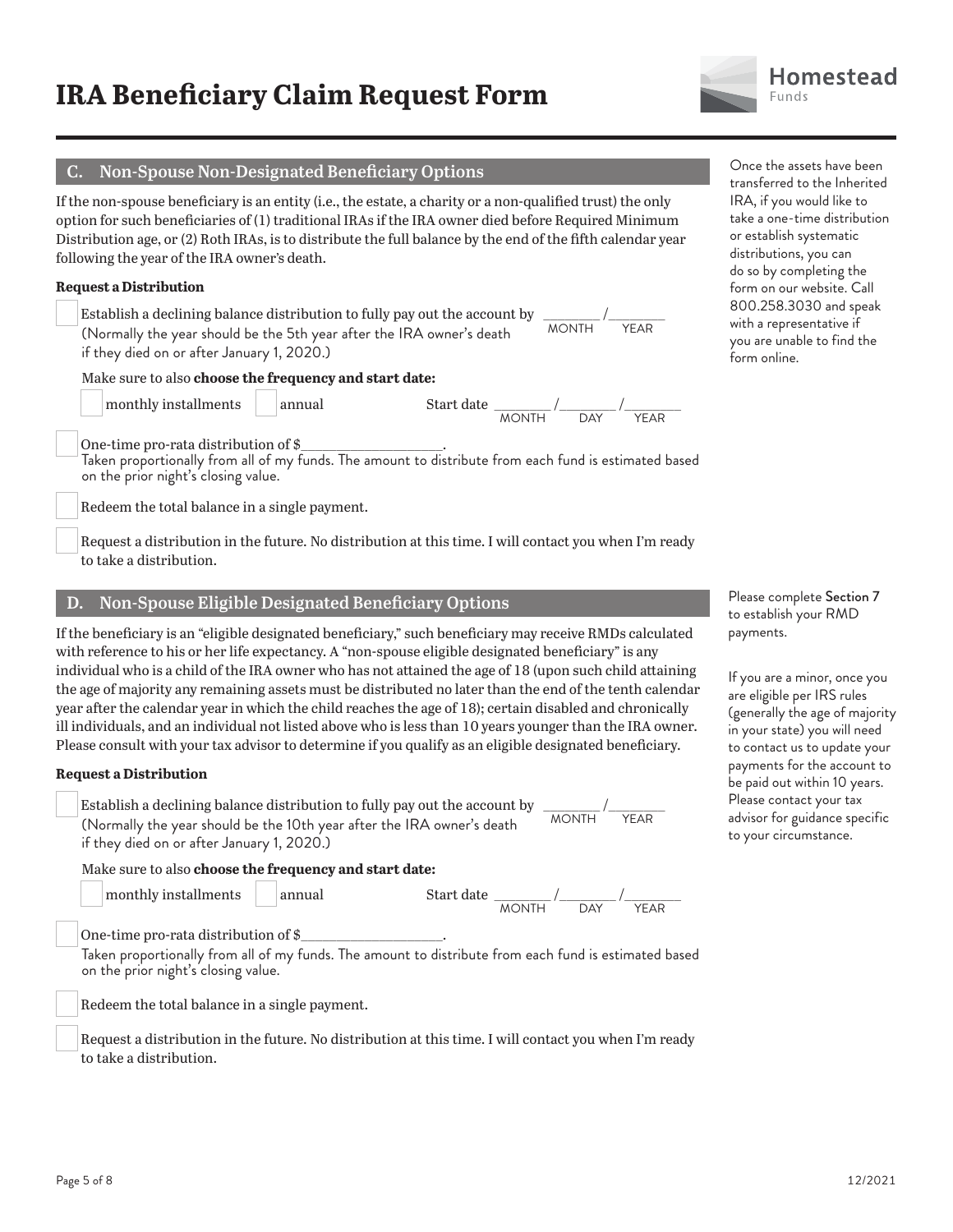# IRA Beneficiary Claim Request Form

## C. Non-Spouse Non-Designated Beneficiary Options

If the non-spouse beneficiary is an entity (i.e., the estate, a charity or a non-qualified trust) the only option for such beneficiaries of (1) traditional IRAs if the IRA owner died before Required Minimum Distribution age, or (2) Roth IRAs, is to distribute the full balance by the end of the fifth calendar year following the year of the IRA owner's death.

Once the assets have been transferred to the Inherited IRA, if you would like to take a one-time distribution or establish systematic distributions, you can do so by completing the form on our website. Call 800.258.3030 and speak with a representative if you are unable to find the form online.

**Request a Distribution**

☐ Establish a declining balance distribution to fully pay out the account by ________ / ________ (MONTH / YEAR)
(Normally the year should be the 5th year after the IRA owner's death if they died on or after January 1, 2020.)

Make sure to also **choose the frequency and start date:**

☐ monthly installments ☐ annual Start date ________ / ________ / ________ (MONTH / DAY / YEAR)

☐ One-time pro-rata distribution of $__________________.
Taken proportionally from all of my funds. The amount to distribute from each fund is estimated based on the prior night's closing value.

☐ Redeem the total balance in a single payment.

☐ Request a distribution in the future. No distribution at this time. I will contact you when I'm ready to take a distribution.

## D. Non-Spouse Eligible Designated Beneficiary Options

If the beneficiary is an "eligible designated beneficiary," such beneficiary may receive RMDs calculated with reference to his or her life expectancy. A "non-spouse eligible designated beneficiary" is any individual who is a child of the IRA owner who has not attained the age of 18 (upon such child attaining the age of majority any remaining assets must be distributed no later than the end of the tenth calendar year after the calendar year in which the child reaches the age of 18); certain disabled and chronically ill individuals, and an individual not listed above who is less than 10 years younger than the IRA owner. Please consult with your tax advisor to determine if you qualify as an eligible designated beneficiary.

Please complete Section 7 to establish your RMD payments.

If you are a minor, once you are eligible per IRS rules (generally the age of majority in your state) you will need to contact us to update your payments for the account to be paid out within 10 years. Please contact your tax advisor for guidance specific to your circumstance.

**Request a Distribution**

☐ Establish a declining balance distribution to fully pay out the account by ________ / ________ (MONTH / YEAR)
(Normally the year should be the 10th year after the IRA owner's death if they died on or after January 1, 2020.)

Make sure to also **choose the frequency and start date:**

☐ monthly installments ☐ annual Start date ________ / ________ / ________ (MONTH / DAY / YEAR)

☐ One-time pro-rata distribution of $__________________.
Taken proportionally from all of my funds. The amount to distribute from each fund is estimated based on the prior night's closing value.

☐ Redeem the total balance in a single payment.

☐ Request a distribution in the future. No distribution at this time. I will contact you when I'm ready to take a distribution.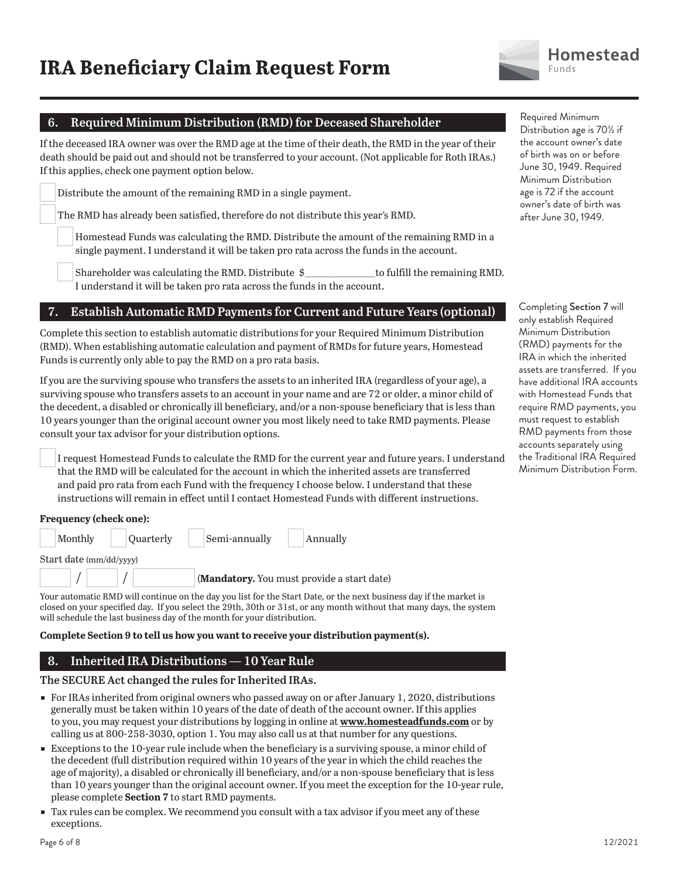# IRA Beneficiary Claim Request Form

## 6. Required Minimum Distribution (RMD) for Deceased Shareholder

If the deceased IRA owner was over the RMD age at the time of their death, the RMD in the year of their death should be paid out and should not be transferred to your account. (Not applicable for Roth IRAs.) If this applies, check one payment option below.

☐ Distribute the amount of the remaining RMD in a single payment.

☐ The RMD has already been satisfied, therefore do not distribute this year's RMD.

- ☐ Homestead Funds was calculating the RMD. Distribute the amount of the remaining RMD in a single payment. I understand it will be taken pro rata across the funds in the account.
- ☐ Shareholder was calculating the RMD. Distribute $_____________to fulfill the remaining RMD. I understand it will be taken pro rata across the funds in the account.

Required Minimum Distribution age is 70½ if the account owner's date of birth was on or before June 30, 1949. Required Minimum Distribution age is 72 if the account owner's date of birth was after June 30, 1949.

## 7. Establish Automatic RMD Payments for Current and Future Years (optional)

Complete this section to establish automatic distributions for your Required Minimum Distribution (RMD). When establishing automatic calculation and payment of RMDs for future years, Homestead Funds is currently only able to pay the RMD on a pro rata basis.

If you are the surviving spouse who transfers the assets to an inherited IRA (regardless of your age), a surviving spouse who transfers assets to an account in your name and are 72 or older, a minor child of the decedent, a disabled or chronically ill beneficiary, and/or a non-spouse beneficiary that is less than 10 years younger than the original account owner you most likely need to take RMD payments. Please consult your tax advisor for your distribution options.

☐ I request Homestead Funds to calculate the RMD for the current year and future years. I understand that the RMD will be calculated for the account in which the inherited assets are transferred and paid pro rata from each Fund with the frequency I choose below. I understand that these instructions will remain in effect until I contact Homestead Funds with different instructions.

**Frequency (check one):**

☐ Monthly ☐ Quarterly ☐ Semi-annually ☐ Annually

Start date (mm/dd/yyyy)

____ / ____ / ________ (**Mandatory.** You must provide a start date)

Your automatic RMD will continue on the day you list for the Start Date, or the next business day if the market is closed on your specified day. If you select the 29th, 30th or 31st, or any month without that many days, the system will schedule the last business day of the month for your distribution.

**Complete Section 9 to tell us how you want to receive your distribution payment(s).**

Completing Section 7 will only establish Required Minimum Distribution (RMD) payments for the IRA in which the inherited assets are transferred. If you have additional IRA accounts with Homestead Funds that require RMD payments, you must request to establish RMD payments from those accounts separately using the Traditional IRA Required Minimum Distribution Form.

## 8. Inherited IRA Distributions — 10 Year Rule

**The SECURE Act changed the rules for Inherited IRAs.**

- For IRAs inherited from original owners who passed away on or after January 1, 2020, distributions generally must be taken within 10 years of the date of death of the account owner. If this applies to you, you may request your distributions by logging in online at **www.homesteadfunds.com** or by calling us at 800-258-3030, option 1. You may also call us at that number for any questions.
- Exceptions to the 10-year rule include when the beneficiary is a surviving spouse, a minor child of the decedent (full distribution required within 10 years of the year in which the child reaches the age of majority), a disabled or chronically ill beneficiary, and/or a non-spouse beneficiary that is less than 10 years younger than the original account owner. If you meet the exception for the 10-year rule, please complete **Section 7** to start RMD payments.
- Tax rules can be complex. We recommend you consult with a tax advisor if you meet any of these exceptions.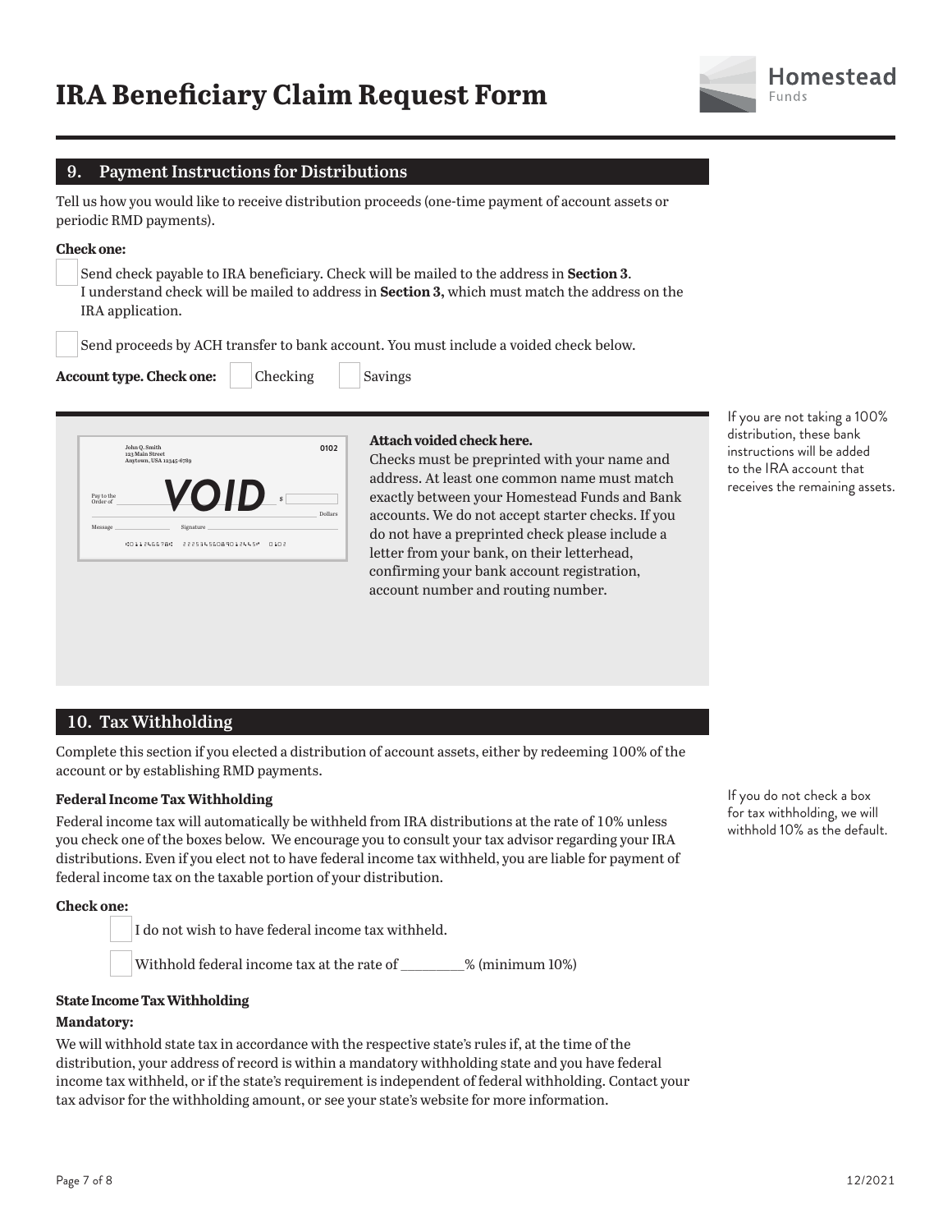# IRA Beneficiary Claim Request Form

## 9. Payment Instructions for Distributions

Tell us how you would like to receive distribution proceeds (one-time payment of account assets or periodic RMD payments).

**Check one:**

☐ Send check payable to IRA beneficiary. Check will be mailed to the address in **Section 3**. I understand check will be mailed to address in **Section 3,** which must match the address on the IRA application.

☐ Send proceeds by ACH transfer to bank account. You must include a voided check below.

**Account type. Check one:** ☐ Checking ☐ Savings

**Attach voided check here.**

Checks must be preprinted with your name and address. At least one common name must match exactly between your Homestead Funds and Bank accounts. We do not accept starter checks. If you do not have a preprinted check please include a letter from your bank, on their letterhead, confirming your bank account registration, account number and routing number.

If you are not taking a 100% distribution, these bank instructions will be added to the IRA account that receives the remaining assets.

## 10. Tax Withholding

Complete this section if you elected a distribution of account assets, either by redeeming 100% of the account or by establishing RMD payments.

**Federal Income Tax Withholding**

Federal income tax will automatically be withheld from IRA distributions at the rate of 10% unless you check one of the boxes below. We encourage you to consult your tax advisor regarding your IRA distributions. Even if you elect not to have federal income tax withheld, you are liable for payment of federal income tax on the taxable portion of your distribution.

If you do not check a box for tax withholding, we will withhold 10% as the default.

**Check one:**

☐ I do not wish to have federal income tax withheld.

☐ Withhold federal income tax at the rate of ________% (minimum 10%)

**State Income Tax Withholding**

**Mandatory:**

We will withhold state tax in accordance with the respective state's rules if, at the time of the distribution, your address of record is within a mandatory withholding state and you have federal income tax withheld, or if the state's requirement is independent of federal withholding. Contact your tax advisor for the withholding amount, or see your state's website for more information.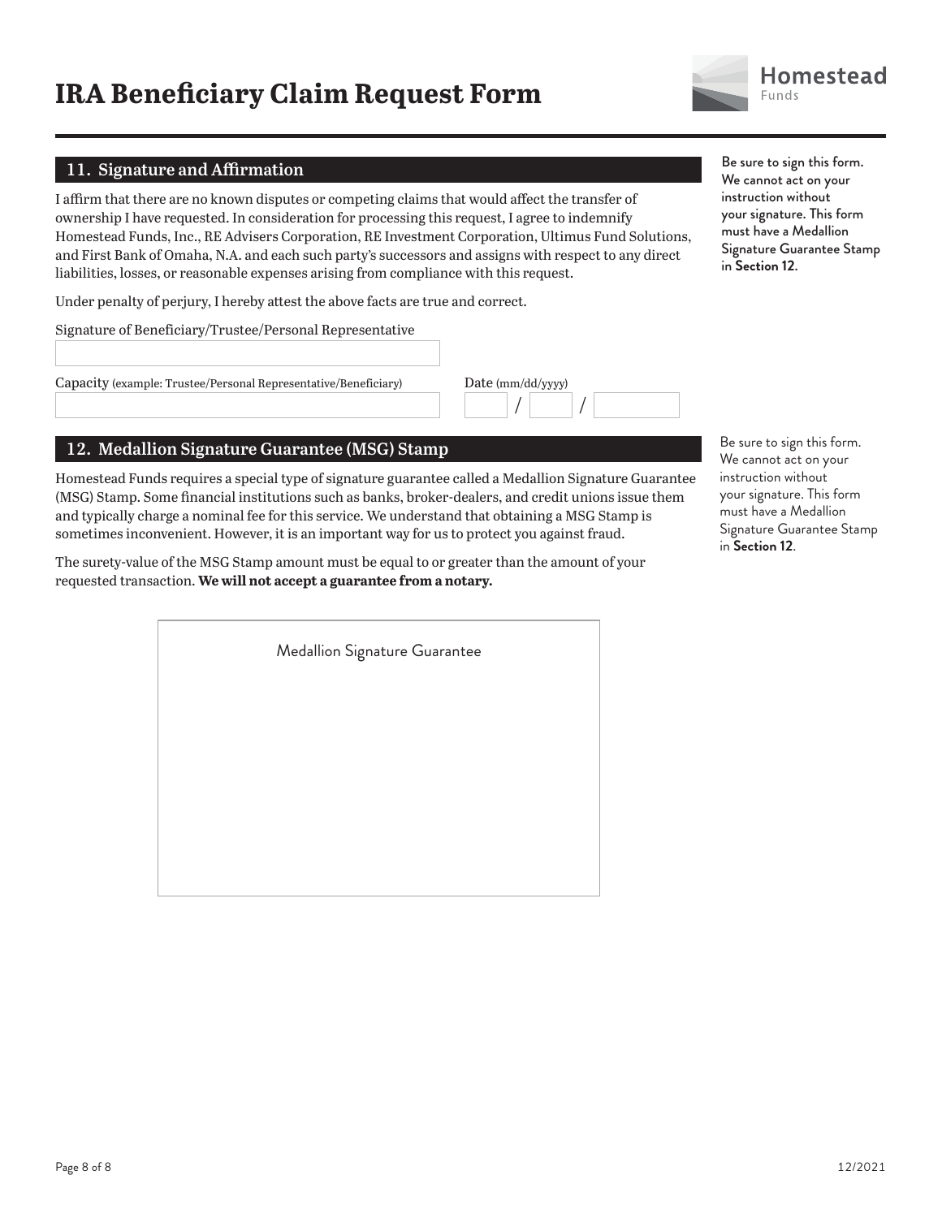# IRA Beneficiary Claim Request Form

## 11. Signature and Affirmation

I affirm that there are no known disputes or competing claims that would affect the transfer of ownership I have requested. In consideration for processing this request, I agree to indemnify Homestead Funds, Inc., RE Advisers Corporation, RE Investment Corporation, Ultimus Fund Solutions, and First Bank of Omaha, N.A. and each such party's successors and assigns with respect to any direct liabilities, losses, or reasonable expenses arising from compliance with this request.

Under penalty of perjury, I hereby attest the above facts are true and correct.

Signature of Beneficiary/Trustee/Personal Representative

Capacity (example: Trustee/Personal Representative/Beneficiary)

Date (mm/dd/yyyy) ____ / ____ / ________

Be sure to sign this form. We cannot act on your instruction without your signature. This form must have a Medallion Signature Guarantee Stamp in **Section 12**.

## 12. Medallion Signature Guarantee (MSG) Stamp

Homestead Funds requires a special type of signature guarantee called a Medallion Signature Guarantee (MSG) Stamp. Some financial institutions such as banks, broker-dealers, and credit unions issue them and typically charge a nominal fee for this service. We understand that obtaining a MSG Stamp is sometimes inconvenient. However, it is an important way for us to protect you against fraud.

The surety-value of the MSG Stamp amount must be equal to or greater than the amount of your requested transaction. **We will not accept a guarantee from a notary.**

Be sure to sign this form. We cannot act on your instruction without your signature. This form must have a Medallion Signature Guarantee Stamp in **Section 12**.

Medallion Signature Guarantee